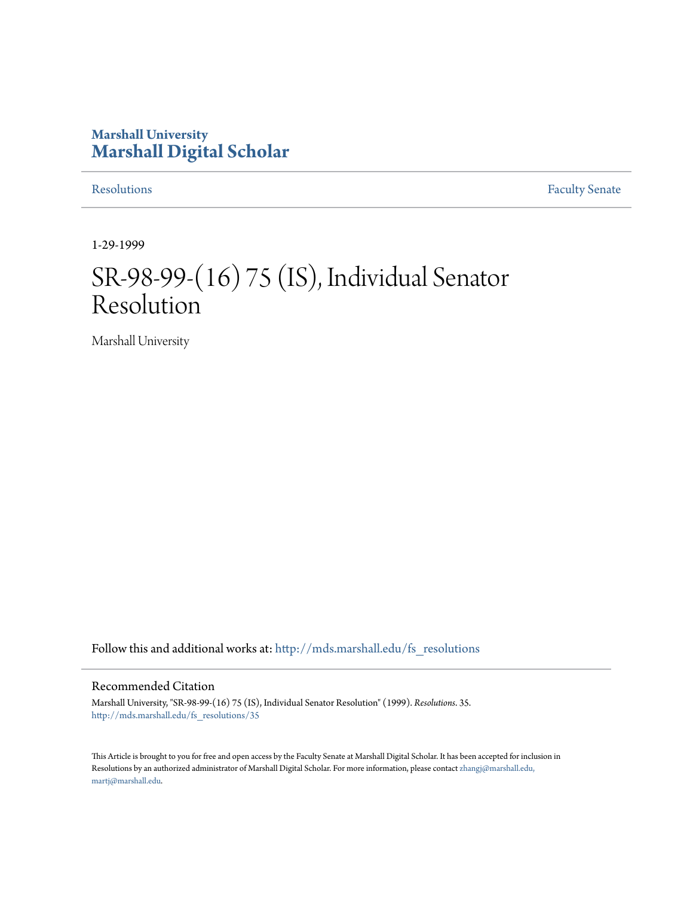Marshall University
**Marshall Digital Scholar**

Resolutions | Faculty Senate

1-29-1999

# SR-98-99-(16) 75 (IS), Individual Senator Resolution

Marshall University

Follow this and additional works at: http://mds.marshall.edu/fs_resolutions

## Recommended Citation

Marshall University, "SR-98-99-(16) 75 (IS), Individual Senator Resolution" (1999). *Resolutions*. 35.
http://mds.marshall.edu/fs_resolutions/35

This Article is brought to you for free and open access by the Faculty Senate at Marshall Digital Scholar. It has been accepted for inclusion in Resolutions by an authorized administrator of Marshall Digital Scholar. For more information, please contact zhangj@marshall.edu, martj@marshall.edu.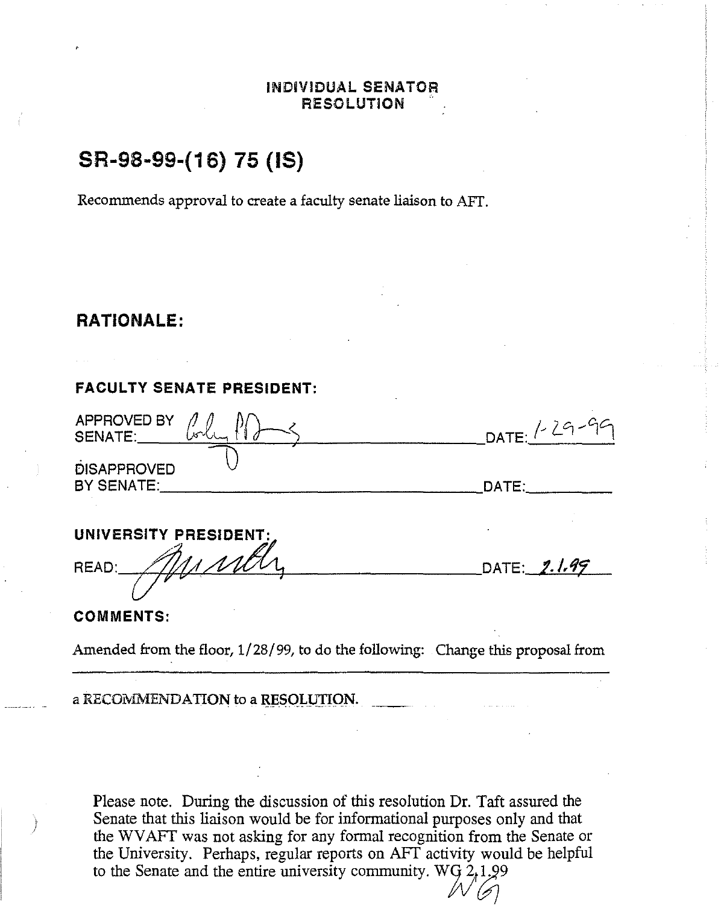INDIVIDUAL SENATOR RESOLUTION

# SR-98-99-(16) 75 (IS)

Recommends approval to create a faculty senate liaison to AFT.

## RATIONALE:

### FACULTY SENATE PRESIDENT:

APPROVED BY SENATE: ______ DATE: 1-29-99

DISAPPROVED BY SENATE: ______ DATE: ______

### UNIVERSITY PRESIDENT:

READ: ______ DATE: 2.1.99

### COMMENTS:

Amended from the floor, 1/28/99, to do the following: Change this proposal from a RECOMMENDATION to a RESOLUTION.

Please note. During the discussion of this resolution Dr. Taft assured the Senate that this liaison would be for informational purposes only and that the WVAFT was not asking for any formal recognition from the Senate or the University. Perhaps, regular reports on AFT activity would be helpful to the Senate and the entire university community. WG 2.1.99

WG